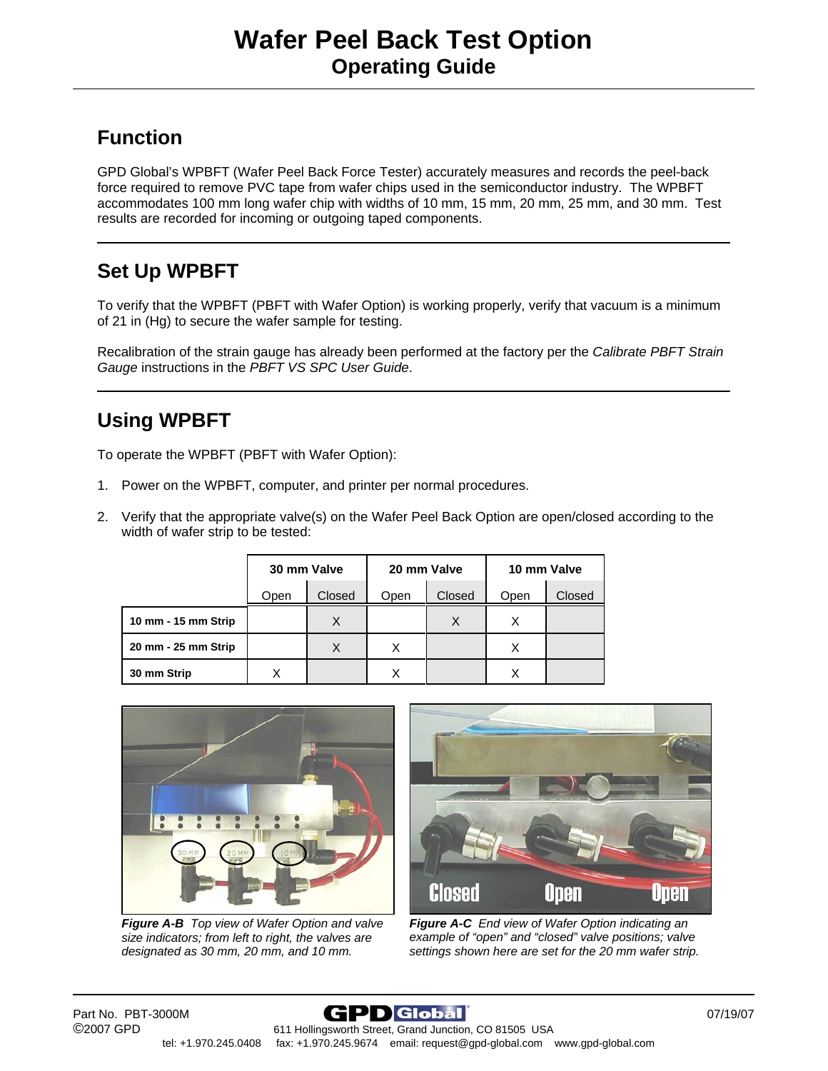# Wafer Peel Back Test Option
## Operating Guide

## Function

GPD Global's WPBFT (Wafer Peel Back Force Tester) accurately measures and records the peel-back force required to remove PVC tape from wafer chips used in the semiconductor industry. The WPBFT accommodates 100 mm long wafer chip with widths of 10 mm, 15 mm, 20 mm, 25 mm, and 30 mm. Test results are recorded for incoming or outgoing taped components.

## Set Up WPBFT

To verify that the WPBFT (PBFT with Wafer Option) is working properly, verify that vacuum is a minimum of 21 in (Hg) to secure the wafer sample for testing.

Recalibration of the strain gauge has already been performed at the factory per the *Calibrate PBFT Strain Gauge* instructions in the *PBFT VS SPC User Guide*.

## Using WPBFT

To operate the WPBFT (PBFT with Wafer Option):

1. Power on the WPBFT, computer, and printer per normal procedures.
2. Verify that the appropriate valve(s) on the Wafer Peel Back Option are open/closed according to the width of wafer strip to be tested:

| | 30 mm Valve | | 20 mm Valve | | 10 mm Valve | |
|---|---|---|---|---|---|---|
| | Open | Closed | Open | Closed | Open | Closed |
| **10 mm - 15 mm Strip** | | X | | X | X | |
| **20 mm - 25 mm Strip** | | X | X | | X | |
| **30 mm Strip** | X | | X | | X | |

***Figure A-B*** *Top view of Wafer Option and valve size indicators; from left to right, the valves are designated as 30 mm, 20 mm, and 10 mm.*

***Figure A-C*** *End view of Wafer Option indicating an example of "open" and "closed" valve positions; valve settings shown here are set for the 20 mm wafer strip.*

Part No. PBT-3000M
©2007 GPD
07/19/07

611 Hollingsworth Street, Grand Junction, CO 81505 USA
tel: +1.970.245.0408 fax: +1.970.245.9674 email: request@gpd-global.com www.gpd-global.com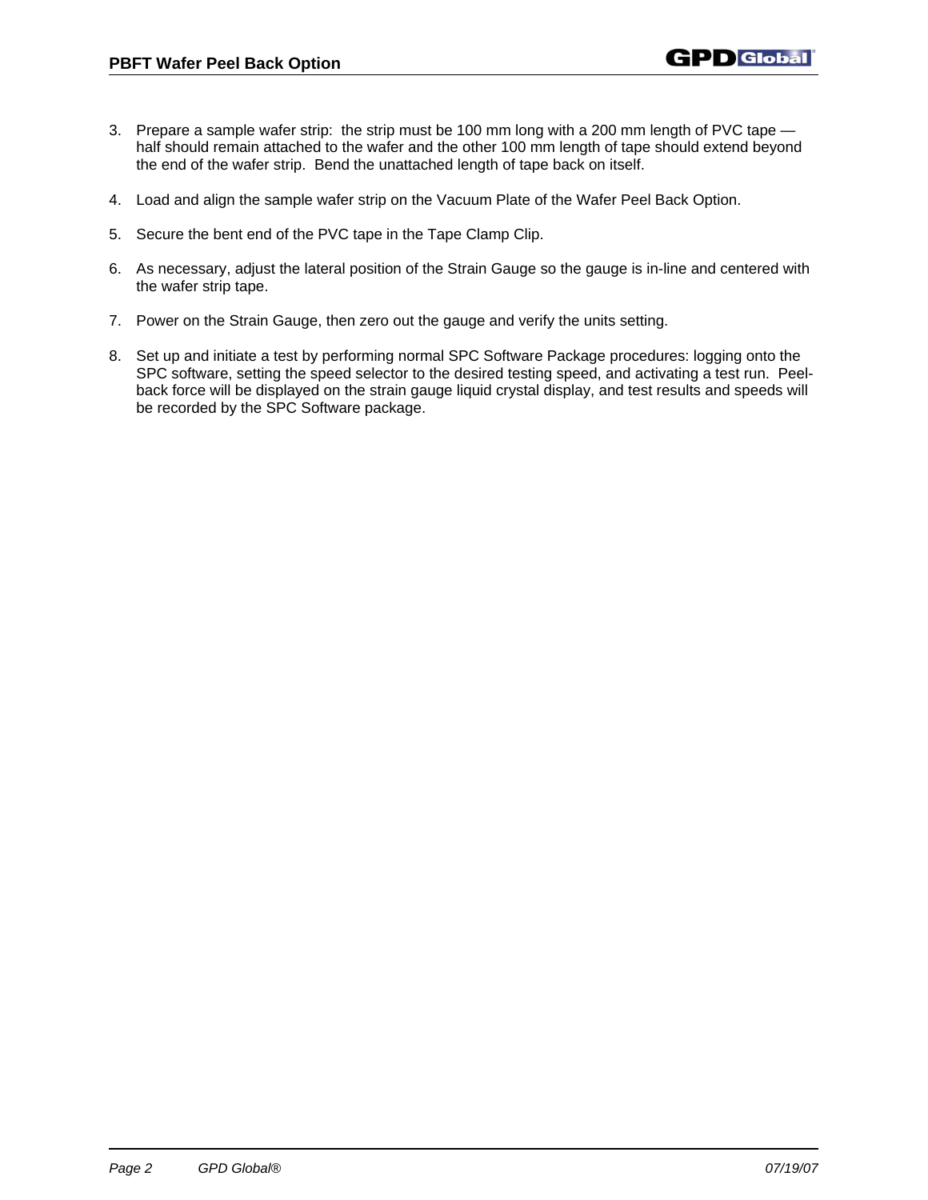3. Prepare a sample wafer strip: the strip must be 100 mm long with a 200 mm length of PVC tape — half should remain attached to the wafer and the other 100 mm length of tape should extend beyond the end of the wafer strip. Bend the unattached length of tape back on itself.

4. Load and align the sample wafer strip on the Vacuum Plate of the Wafer Peel Back Option.

5. Secure the bent end of the PVC tape in the Tape Clamp Clip.

6. As necessary, adjust the lateral position of the Strain Gauge so the gauge is in-line and centered with the wafer strip tape.

7. Power on the Strain Gauge, then zero out the gauge and verify the units setting.

8. Set up and initiate a test by performing normal SPC Software Package procedures: logging onto the SPC software, setting the speed selector to the desired testing speed, and activating a test run. Peel-back force will be displayed on the strain gauge liquid crystal display, and test results and speeds will be recorded by the SPC Software package.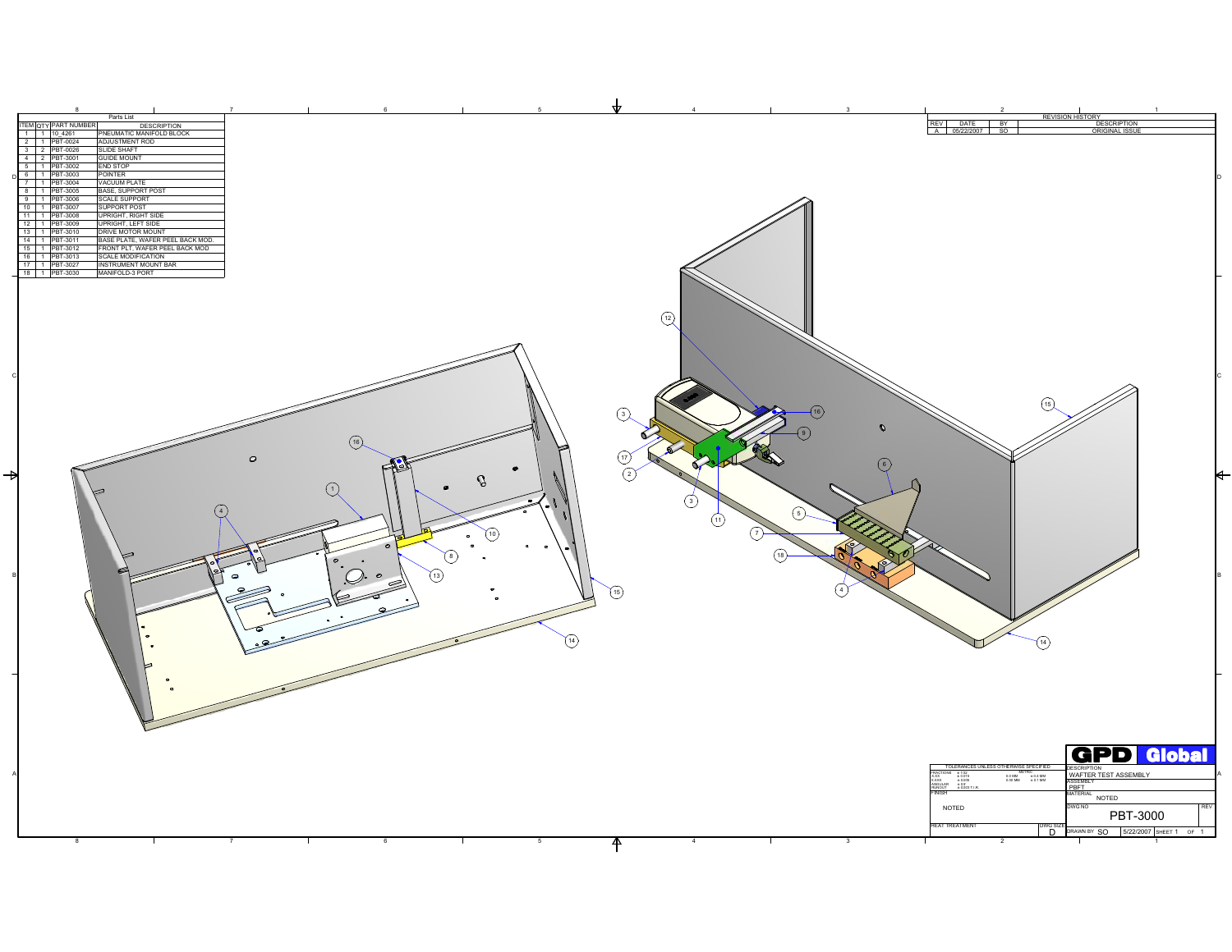## Parts List

| ITEM | QTY | PART NUMBER | DESCRIPTION |
|---|---|---|---|
| 1 | 1 | 10_4261 | PNEUMATIC MANIFOLD BLOCK |
| 2 | 1 | PBT-0024 | ADJUSTMENT ROD |
| 3 | 2 | PBT-0026 | SLIDE SHAFT |
| 4 | 2 | PBT-3001 | GUIDE MOUNT |
| 5 | 1 | PBT-3002 | END STOP |
| 6 | 1 | PBT-3003 | POINTER |
| 7 | 1 | PBT-3004 | VACUUM PLATE |
| 8 | 1 | PBT-3005 | BASE, SUPPORT POST |
| 9 | 1 | PBT-3006 | SCALE SUPPORT |
| 10 | 1 | PBT-3007 | SUPPORT POST |
| 11 | 1 | PBT-3008 | UPRIGHT, RIGHT SIDE |
| 12 | 1 | PBT-3009 | UPRIGHT, LEFT SIDE |
| 13 | 1 | PBT-3010 | DRIVE MOTOR MOUNT |
| 14 | 1 | PBT-3011 | BASE PLATE, WAFER PEEL BACK MOD. |
| 15 | 1 | PBT-3012 | FRONT PLT, WAFER PEEL BACK MOD |
| 16 | 1 | PBT-3013 | SCALE MODIFICATION |
| 17 | 1 | PBT-3027 | INSTRUMENT MOUNT BAR |
| 18 | 1 | PBT-3030 | MANIFOLD-3 PORT |

## REVISION HISTORY

| REV | DATE | BY | DESCRIPTION |
|---|---|---|---|
| A | 05/22/2007 | SO | ORIGINAL ISSUE |

TOLERANCES UNLESS OTHERWISE SPECIFIED

| | | METRIC | |
|---|---|---|---|
| FRACTIONS | ± 1/32 | | |
| X.XX | ± 0.015 | 0.0 MM | ± 0.4 MM |
| X.XXX | ± 0.005 | 0.00 MM | ± 0.1 MM |
| ANGULAR | ± 0.5 | | |
| RUNOUT | ± 0.003 T.I.R. | | |

FINISH: NOTED

HEAT TREATMENT

DWG SIZE: D

**GPD Global**

DESCRIPTION: WAFTER TEST ASSEMBLY

ASSEMBLY: PBFT

MATERIAL: NOTED

DWG NO: PBT-3000

REV

DRAWN BY: SO | 5/22/2007 | SHEET 1 OF 1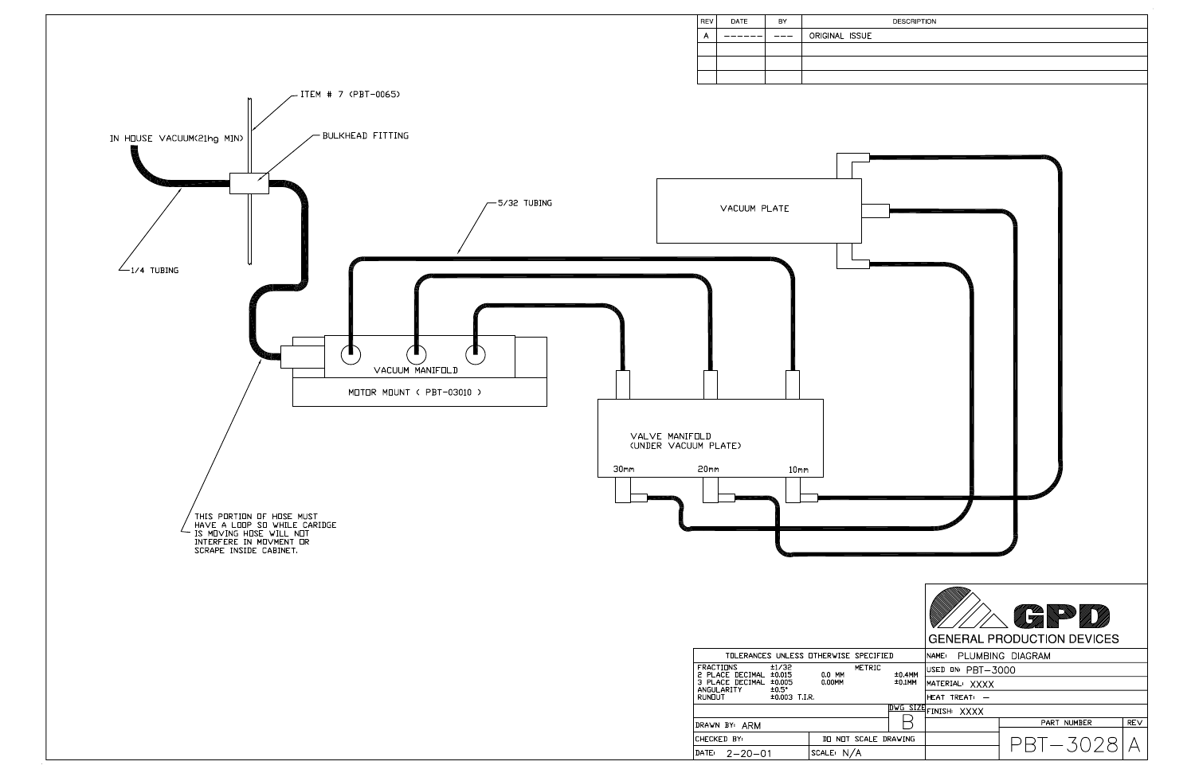| REV | DATE | BY | DESCRIPTION |
|---|---|---|---|
| A | ------ | --- | ORIGINAL ISSUE |
| | | | |
| | | | |
| | | | |

ITEM # 7 (PBT-0065)

IN HOUSE VACUUM(21hg MIN)

BULKHEAD FITTING

1/4 TUBING

5/32 TUBING

VACUUM PLATE

VACUUM MANIFOLD

MOTOR MOUNT ( PBT-03010 )

VALVE MANIFOLD
(UNDER VACUUM PLATE)

30mm

20mm

10mm

THIS PORTION OF HOSE MUST HAVE A LOOP SO WHILE CARIDGE IS MOVING HOSE WILL NOT INTERFERE IN MOVMENT OR SCRAPE INSIDE CABINET.

GPD
GENERAL PRODUCTION DEVICES

| | | | |
|---|---|---|---|
| TOLERANCES UNLESS OTHERWISE SPECIFIED | | | |
| FRACTIONS | ±1/32 | METRIC | |
| 2 PLACE DECIMAL | ±0.015 | 0.0 MM | ±0.4MM |
| 3 PLACE DECIMAL | ±0.005 | 0.00MM | ±0.1MM |
| ANGULARITY | ±0.5° | | |
| RUNOUT | ±0.003 T.I.R. | | |

DWG SIZE: B

DRAWN BY: ARM

CHECKED BY:

DO NOT SCALE DRAWING

DATE: 2-20-01

SCALE: N/A

NAME: PLUMBING DIAGRAM

USED ON: PBT-3000

MATERIAL: XXXX

HEAT TREAT: —

FINISH: XXXX

| PART NUMBER | REV |
|---|---|
| PBT-3028 | A |